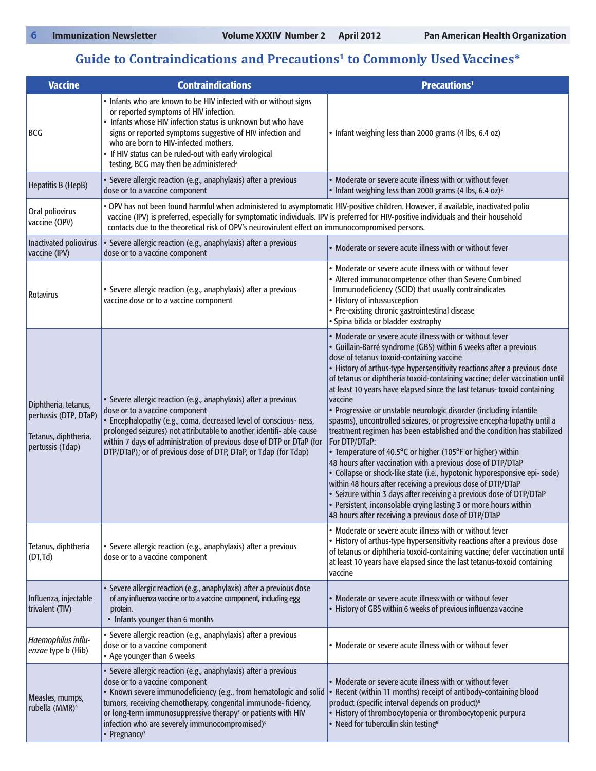## Guide to Contraindications and Precautions[1] to Commonly Used Vaccines*

| Vaccine | Contraindications | Precautions[1] |
|---|---|---|
| BCG | • Infants who are known to be HIV infected with or without signs or reported symptoms of HIV infection.<br>• Infants whose HIV infection status is unknown but who have signs or reported symptoms suggestive of HIV infection and who are born to HIV-infected mothers.<br>• If HIV status can be ruled-out with early virological testing, BCG may then be administered[a] | • Infant weighing less than 2000 grams (4 lbs, 6.4 oz) |
| Hepatitis B (HepB) | • Severe allergic reaction (e.g., anaphylaxis) after a previous dose or to a vaccine component | • Moderate or severe acute illness with or without fever<br>• Infant weighing less than 2000 grams (4 lbs, 6.4 oz)[2] |
| Oral poliovirus vaccine (OPV) | • OPV has not been found harmful when administered to asymptomatic HIV-positive children. However, if available, inactivated polio vaccine (IPV) is preferred, especially for symptomatic individuals. IPV is preferred for HIV-positive individuals and their household contacts due to the theoretical risk of OPV's neurovirulent effect on immunocompromised persons. | |
| Inactivated poliovirus vaccine (IPV) | • Severe allergic reaction (e.g., anaphylaxis) after a previous dose or to a vaccine component | • Moderate or severe acute illness with or without fever |
| Rotavirus | • Severe allergic reaction (e.g., anaphylaxis) after a previous vaccine dose or to a vaccine component | • Moderate or severe acute illness with or without fever<br>• Altered immunocompetence other than Severe Combined Immunodeficiency (SCID) that usually contraindicates<br>• History of intussusception<br>• Pre-existing chronic gastrointestinal disease<br>• Spina bifida or bladder exstrophy |
| Diphtheria, tetanus, pertussis (DTP, DTaP)<br><br>Tetanus, diphtheria, pertussis (Tdap) | • Severe allergic reaction (e.g., anaphylaxis) after a previous dose or to a vaccine component<br>• Encephalopathy (e.g., coma, decreased level of conscious- ness, prolonged seizures) not attributable to another identifi- able cause within 7 days of administration of previous dose of DTP or DTaP (for DTP/DTaP); or of previous dose of DTP, DTaP, or Tdap (for Tdap) | • Moderate or severe acute illness with or without fever<br>• Guillain-Barré syndrome (GBS) within 6 weeks after a previous dose of tetanus toxoid-containing vaccine<br>• History of arthus-type hypersensitivity reactions after a previous dose of tetanus or diphtheria toxoid-containing vaccine; defer vaccination until at least 10 years have elapsed since the last tetanus- toxoid containing vaccine<br>• Progressive or unstable neurologic disorder (including infantile spasms), uncontrolled seizures, or progressive encepha-lopathy until a treatment regimen has been established and the condition has stabilized<br>For DTP/DTaP:<br>• Temperature of 40.5°C or higher (105°F or higher) within 48 hours after vaccination with a previous dose of DTP/DTaP<br>• Collapse or shock-like state (i.e., hypotonic hyporesponsive epi- sode) within 48 hours after receiving a previous dose of DTP/DTaP<br>• Seizure within 3 days after receiving a previous dose of DTP/DTaP<br>• Persistent, inconsolable crying lasting 3 or more hours within 48 hours after receiving a previous dose of DTP/DTaP |
| Tetanus, diphtheria (DT,Td) | • Severe allergic reaction (e.g., anaphylaxis) after a previous dose or to a vaccine component | • Moderate or severe acute illness with or without fever<br>• History of arthus-type hypersensitivity reactions after a previous dose of tetanus or diphtheria toxoid-containing vaccine; defer vaccination until at least 10 years have elapsed since the last tetanus-toxoid containing vaccine |
| Influenza, injectable trivalent (TIV) | • Severe allergic reaction (e.g., anaphylaxis) after a previous dose of any influenza vaccine or to a vaccine component, including egg protein.<br>• Infants younger than 6 months | • Moderate or severe acute illness with or without fever<br>• History of GBS within 6 weeks of previous influenza vaccine |
| *Haemophilus influenzae* type b (Hib) | • Severe allergic reaction (e.g., anaphylaxis) after a previous dose or to a vaccine component<br>• Age younger than 6 weeks | • Moderate or severe acute illness with or without fever |
| Measles, mumps, rubella (MMR)[4] | • Severe allergic reaction (e.g., anaphylaxis) after a previous dose or to a vaccine component<br>• Known severe immunodeficiency (e.g., from hematologic and solid tumors, receiving chemotherapy, congenital immunode- ficiency, or long-term immunosuppressive therapy[5] or patients with HIV infection who are severely immunocompromised)[6]<br>• Pregnancy[7] | • Moderate or severe acute illness with or without fever<br>• Recent (within 11 months) receipt of antibody-containing blood product (specific interval depends on product)[8]<br>• History of thrombocytopenia or thrombocytopenic purpura<br>• Need for tuberculin skin testing[8] |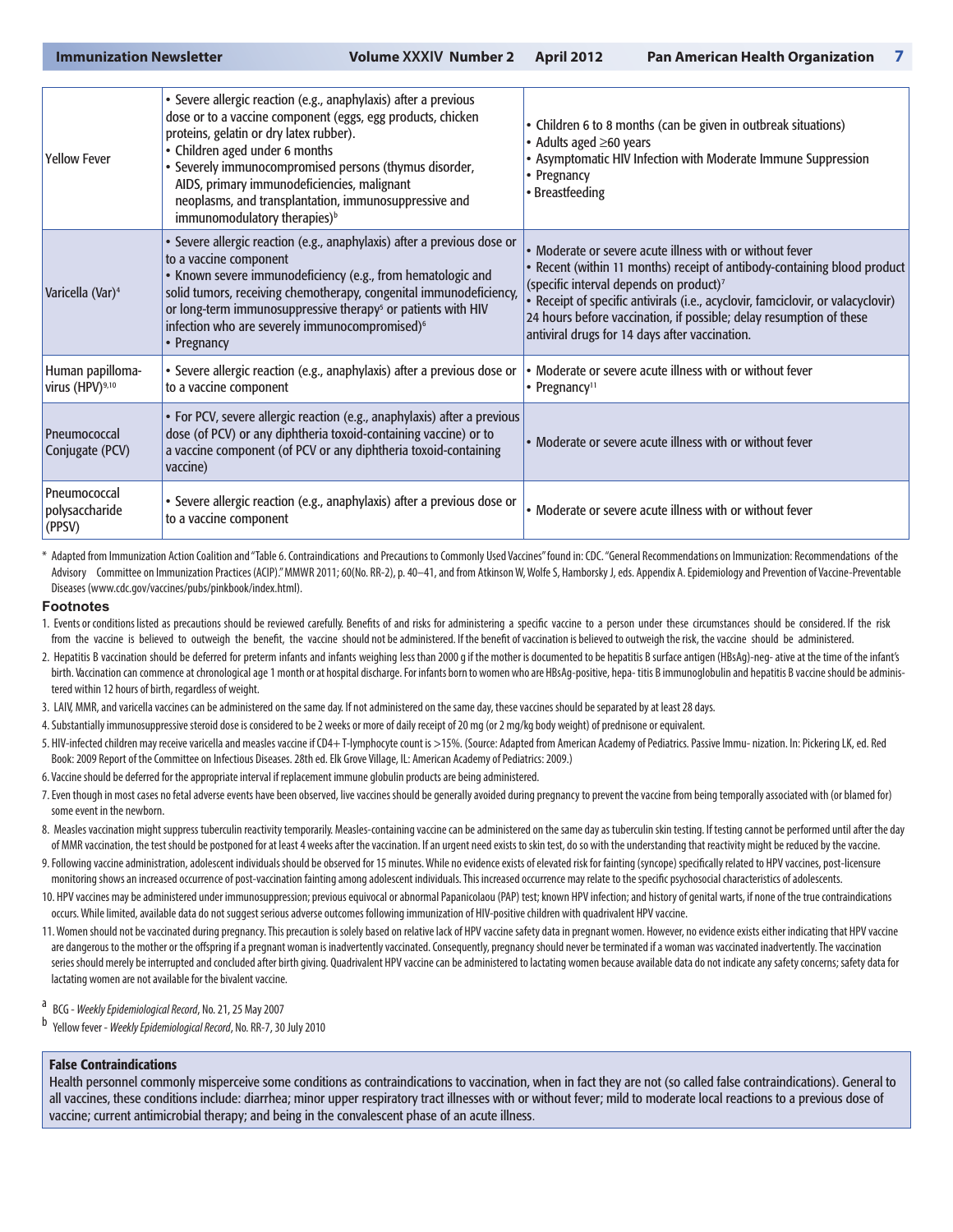| | | |
|---|---|---|
| Yellow Fever | • Severe allergic reaction (e.g., anaphylaxis) after a previous dose or to a vaccine component (eggs, egg products, chicken proteins, gelatin or dry latex rubber).<br>• Children aged under 6 months<br>• Severely immunocompromised persons (thymus disorder, AIDS, primary immunodeficiencies, malignant neoplasms, and transplantation, immunosuppressive and immunomodulatory therapies)[b] | • Children 6 to 8 months (can be given in outbreak situations)<br>• Adults aged ≥60 years<br>• Asymptomatic HIV Infection with Moderate Immune Suppression<br>• Pregnancy<br>• Breastfeeding |
| Varicella (Var)[4] | • Severe allergic reaction (e.g., anaphylaxis) after a previous dose or to a vaccine component<br>• Known severe immunodeficiency (e.g., from hematologic and solid tumors, receiving chemotherapy, congenital immunodeficiency, or long-term immunosuppressive therapy[5] or patients with HIV infection who are severely immunocompromised)[6]<br>• Pregnancy | • Moderate or severe acute illness with or without fever<br>• Recent (within 11 months) receipt of antibody-containing blood product (specific interval depends on product)[7]<br>• Receipt of specific antivirals (i.e., acyclovir, famciclovir, or valacyclovir) 24 hours before vaccination, if possible; delay resumption of these antiviral drugs for 14 days after vaccination. |
| Human papillomavirus (HPV)[9,10] | • Severe allergic reaction (e.g., anaphylaxis) after a previous dose or to a vaccine component | • Moderate or severe acute illness with or without fever<br>• Pregnancy[11] |
| Pneumococcal Conjugate (PCV) | • For PCV, severe allergic reaction (e.g., anaphylaxis) after a previous dose (of PCV or any diphtheria toxoid-containing vaccine) or to a vaccine component (of PCV or any diphtheria toxoid-containing vaccine) | • Moderate or severe acute illness with or without fever |
| Pneumococcal polysaccharide (PPSV) | • Severe allergic reaction (e.g., anaphylaxis) after a previous dose or to a vaccine component | • Moderate or severe acute illness with or without fever |

\* Adapted from Immunization Action Coalition and "Table 6. Contraindications and Precautions to Commonly Used Vaccines" found in: CDC. "General Recommendations on Immunization: Recommendations of the Advisory Committee on Immunization Practices (ACIP)." MMWR 2011; 60(No. RR-2), p. 40–41, and from Atkinson W, Wolfe S, Hamborsky J, eds. Appendix A. Epidemiology and Prevention of Vaccine-Preventable Diseases (www.cdc.gov/vaccines/pubs/pinkbook/index.html).

### Footnotes

1. Events or conditions listed as precautions should be reviewed carefully. Benefits of and risks for administering a specific vaccine to a person under these circumstances should be considered. If the risk from the vaccine is believed to outweigh the benefit, the vaccine should not be administered. If the benefit of vaccination is believed to outweigh the risk, the vaccine should be administered.
2. Hepatitis B vaccination should be deferred for preterm infants and infants weighing less than 2000 g if the mother is documented to be hepatitis B surface antigen (HBsAg)-neg- ative at the time of the infant's birth. Vaccination can commence at chronological age 1 month or at hospital discharge. For infants born to women who are HBsAg-positive, hepa- titis B immunoglobulin and hepatitis B vaccine should be administered within 12 hours of birth, regardless of weight.
3. LAIV, MMR, and varicella vaccines can be administered on the same day. If not administered on the same day, these vaccines should be separated by at least 28 days.
4. Substantially immunosuppressive steroid dose is considered to be 2 weeks or more of daily receipt of 20 mg (or 2 mg/kg body weight) of prednisone or equivalent.
5. HIV-infected children may receive varicella and measles vaccine if CD4+ T-lymphocyte count is >15%. (Source: Adapted from American Academy of Pediatrics. Passive Immu- nization. In: Pickering LK, ed. Red Book: 2009 Report of the Committee on Infectious Diseases. 28th ed. Elk Grove Village, IL: American Academy of Pediatrics: 2009.)
6. Vaccine should be deferred for the appropriate interval if replacement immune globulin products are being administered.
7. Even though in most cases no fetal adverse events have been observed, live vaccines should be generally avoided during pregnancy to prevent the vaccine from being temporally associated with (or blamed for) some event in the newborn.
8. Measles vaccination might suppress tuberculin reactivity temporarily. Measles-containing vaccine can be administered on the same day as tuberculin skin testing. If testing cannot be performed until after the day of MMR vaccination, the test should be postponed for at least 4 weeks after the vaccination. If an urgent need exists to skin test, do so with the understanding that reactivity might be reduced by the vaccine.
9. Following vaccine administration, adolescent individuals should be observed for 15 minutes. While no evidence exists of elevated risk for fainting (syncope) specifically related to HPV vaccines, post-licensure monitoring shows an increased occurrence of post-vaccination fainting among adolescent individuals. This increased occurrence may relate to the specific psychosocial characteristics of adolescents.
10. HPV vaccines may be administered under immunosuppression; previous equivocal or abnormal Papanicolaou (PAP) test; known HPV infection; and history of genital warts, if none of the true contraindications occurs. While limited, available data do not suggest serious adverse outcomes following immunization of HIV-positive children with quadrivalent HPV vaccine.
11. Women should not be vaccinated during pregnancy. This precaution is solely based on relative lack of HPV vaccine safety data in pregnant women. However, no evidence exists either indicating that HPV vaccine are dangerous to the mother or the offspring if a pregnant woman is inadvertently vaccinated. Consequently, pregnancy should never be terminated if a woman was vaccinated inadvertently. The vaccination series should merely be interrupted and concluded after birth giving. Quadrivalent HPV vaccine can be administered to lactating women because available data do not indicate any safety concerns; safety data for lactating women are not available for the bivalent vaccine.

[a] BCG - *Weekly Epidemiological Record*, No. 21, 25 May 2007

[b] Yellow fever - *Weekly Epidemiological Record*, No. RR-7, 30 July 2010

**False Contraindications**

Health personnel commonly misperceive some conditions as contraindications to vaccination, when in fact they are not (so called false contraindications). General to all vaccines, these conditions include: diarrhea; minor upper respiratory tract illnesses with or without fever; mild to moderate local reactions to a previous dose of vaccine; current antimicrobial therapy; and being in the convalescent phase of an acute illness.